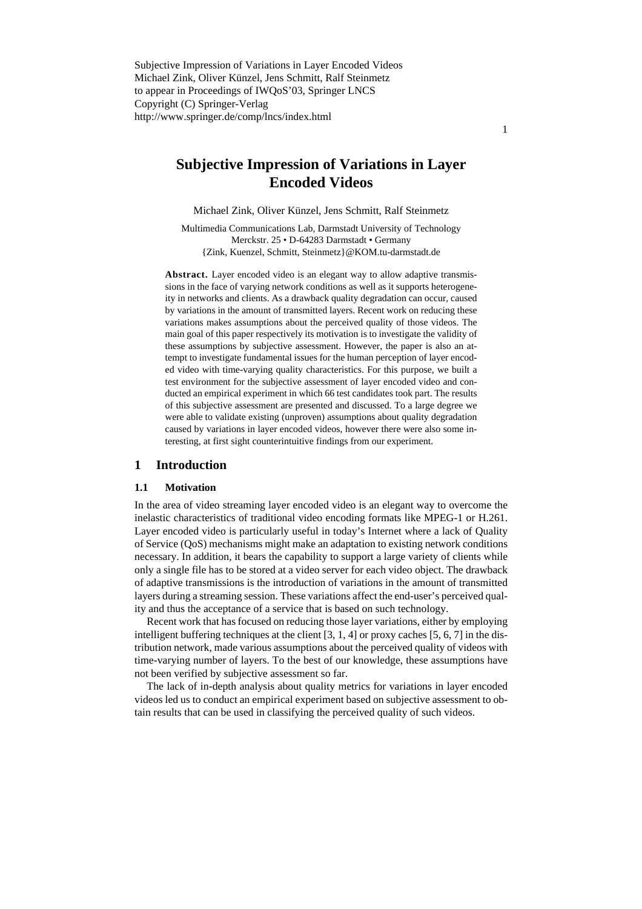Subjective Impression of Variations in Layer Encoded Videos
Michael Zink, Oliver Künzel, Jens Schmitt, Ralf Steinmetz
to appear in Proceedings of IWQoS'03, Springer LNCS
Copyright (C) Springer-Verlag
http://www.springer.de/comp/lncs/index.html

# Subjective Impression of Variations in Layer Encoded Videos

Michael Zink, Oliver Künzel, Jens Schmitt, Ralf Steinmetz

Multimedia Communications Lab, Darmstadt University of Technology
Merckstr. 25 • D-64283 Darmstadt • Germany
{Zink, Kuenzel, Schmitt, Steinmetz}@KOM.tu-darmstadt.de

**Abstract.** Layer encoded video is an elegant way to allow adaptive transmissions in the face of varying network conditions as well as it supports heterogeneity in networks and clients. As a drawback quality degradation can occur, caused by variations in the amount of transmitted layers. Recent work on reducing these variations makes assumptions about the perceived quality of those videos. The main goal of this paper respectively its motivation is to investigate the validity of these assumptions by subjective assessment. However, the paper is also an attempt to investigate fundamental issues for the human perception of layer encoded video with time-varying quality characteristics. For this purpose, we built a test environment for the subjective assessment of layer encoded video and conducted an empirical experiment in which 66 test candidates took part. The results of this subjective assessment are presented and discussed. To a large degree we were able to validate existing (unproven) assumptions about quality degradation caused by variations in layer encoded videos, however there were also some interesting, at first sight counterintuitive findings from our experiment.

## 1 Introduction

### 1.1 Motivation

In the area of video streaming layer encoded video is an elegant way to overcome the inelastic characteristics of traditional video encoding formats like MPEG-1 or H.261. Layer encoded video is particularly useful in today's Internet where a lack of Quality of Service (QoS) mechanisms might make an adaptation to existing network conditions necessary. In addition, it bears the capability to support a large variety of clients while only a single file has to be stored at a video server for each video object. The drawback of adaptive transmissions is the introduction of variations in the amount of transmitted layers during a streaming session. These variations affect the end-user's perceived quality and thus the acceptance of a service that is based on such technology.

Recent work that has focused on reducing those layer variations, either by employing intelligent buffering techniques at the client [3, 1, 4] or proxy caches [5, 6, 7] in the distribution network, made various assumptions about the perceived quality of videos with time-varying number of layers. To the best of our knowledge, these assumptions have not been verified by subjective assessment so far.

The lack of in-depth analysis about quality metrics for variations in layer encoded videos led us to conduct an empirical experiment based on subjective assessment to obtain results that can be used in classifying the perceived quality of such videos.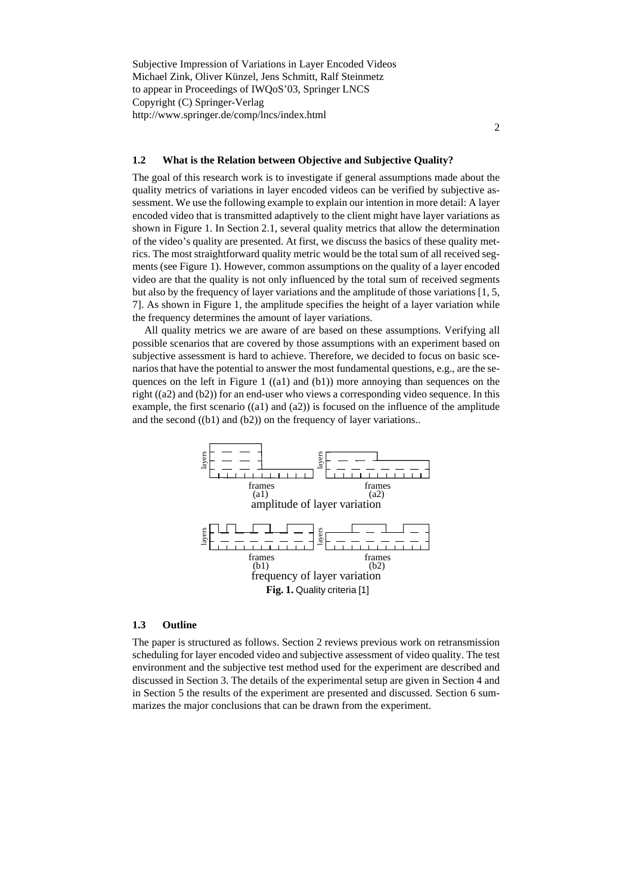### 1.2 What is the Relation between Objective and Subjective Quality?

The goal of this research work is to investigate if general assumptions made about the quality metrics of variations in layer encoded videos can be verified by subjective assessment. We use the following example to explain our intention in more detail: A layer encoded video that is transmitted adaptively to the client might have layer variations as shown in Figure 1. In Section 2.1, several quality metrics that allow the determination of the video's quality are presented. At first, we discuss the basics of these quality metrics. The most straightforward quality metric would be the total sum of all received segments (see Figure 1). However, common assumptions on the quality of a layer encoded video are that the quality is not only influenced by the total sum of received segments but also by the frequency of layer variations and the amplitude of those variations [1, 5, 7]. As shown in Figure 1, the amplitude specifies the height of a layer variation while the frequency determines the amount of layer variations.

All quality metrics we are aware of are based on these assumptions. Verifying all possible scenarios that are covered by those assumptions with an experiment based on subjective assessment is hard to achieve. Therefore, we decided to focus on basic scenarios that have the potential to answer the most fundamental questions, e.g., are the sequences on the left in Figure 1 ((a1) and (b1)) more annoying than sequences on the right ((a2) and (b2)) for an end-user who views a corresponding video sequence. In this example, the first scenario ((a1) and (a2)) is focused on the influence of the amplitude and the second ((b1) and (b2)) on the frequency of layer variations..

**Fig. 1.** Quality criteria [1]

### 1.3 Outline

The paper is structured as follows. Section 2 reviews previous work on retransmission scheduling for layer encoded video and subjective assessment of video quality. The test environment and the subjective test method used for the experiment are described and discussed in Section 3. The details of the experimental setup are given in Section 4 and in Section 5 the results of the experiment are presented and discussed. Section 6 summarizes the major conclusions that can be drawn from the experiment.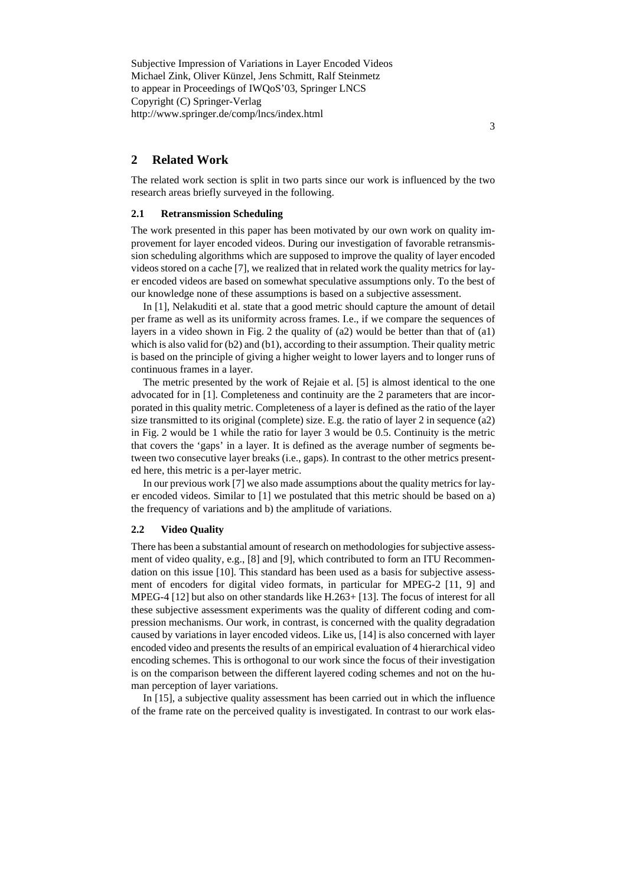## 2 Related Work

The related work section is split in two parts since our work is influenced by the two research areas briefly surveyed in the following.

### 2.1 Retransmission Scheduling

The work presented in this paper has been motivated by our own work on quality improvement for layer encoded videos. During our investigation of favorable retransmission scheduling algorithms which are supposed to improve the quality of layer encoded videos stored on a cache [7], we realized that in related work the quality metrics for layer encoded videos are based on somewhat speculative assumptions only. To the best of our knowledge none of these assumptions is based on a subjective assessment.

In [1], Nelakuditi et al. state that a good metric should capture the amount of detail per frame as well as its uniformity across frames. I.e., if we compare the sequences of layers in a video shown in Fig. 2 the quality of (a2) would be better than that of (a1) which is also valid for (b2) and (b1), according to their assumption. Their quality metric is based on the principle of giving a higher weight to lower layers and to longer runs of continuous frames in a layer.

The metric presented by the work of Rejaie et al. [5] is almost identical to the one advocated for in [1]. Completeness and continuity are the 2 parameters that are incorporated in this quality metric. Completeness of a layer is defined as the ratio of the layer size transmitted to its original (complete) size. E.g. the ratio of layer 2 in sequence (a2) in Fig. 2 would be 1 while the ratio for layer 3 would be 0.5. Continuity is the metric that covers the 'gaps' in a layer. It is defined as the average number of segments between two consecutive layer breaks (i.e., gaps). In contrast to the other metrics presented here, this metric is a per-layer metric.

In our previous work [7] we also made assumptions about the quality metrics for layer encoded videos. Similar to [1] we postulated that this metric should be based on a) the frequency of variations and b) the amplitude of variations.

### 2.2 Video Quality

There has been a substantial amount of research on methodologies for subjective assessment of video quality, e.g., [8] and [9], which contributed to form an ITU Recommendation on this issue [10]. This standard has been used as a basis for subjective assessment of encoders for digital video formats, in particular for MPEG-2 [11, 9] and MPEG-4 [12] but also on other standards like H.263+ [13]. The focus of interest for all these subjective assessment experiments was the quality of different coding and compression mechanisms. Our work, in contrast, is concerned with the quality degradation caused by variations in layer encoded videos. Like us, [14] is also concerned with layer encoded video and presents the results of an empirical evaluation of 4 hierarchical video encoding schemes. This is orthogonal to our work since the focus of their investigation is on the comparison between the different layered coding schemes and not on the human perception of layer variations.

In [15], a subjective quality assessment has been carried out in which the influence of the frame rate on the perceived quality is investigated. In contrast to our work elas-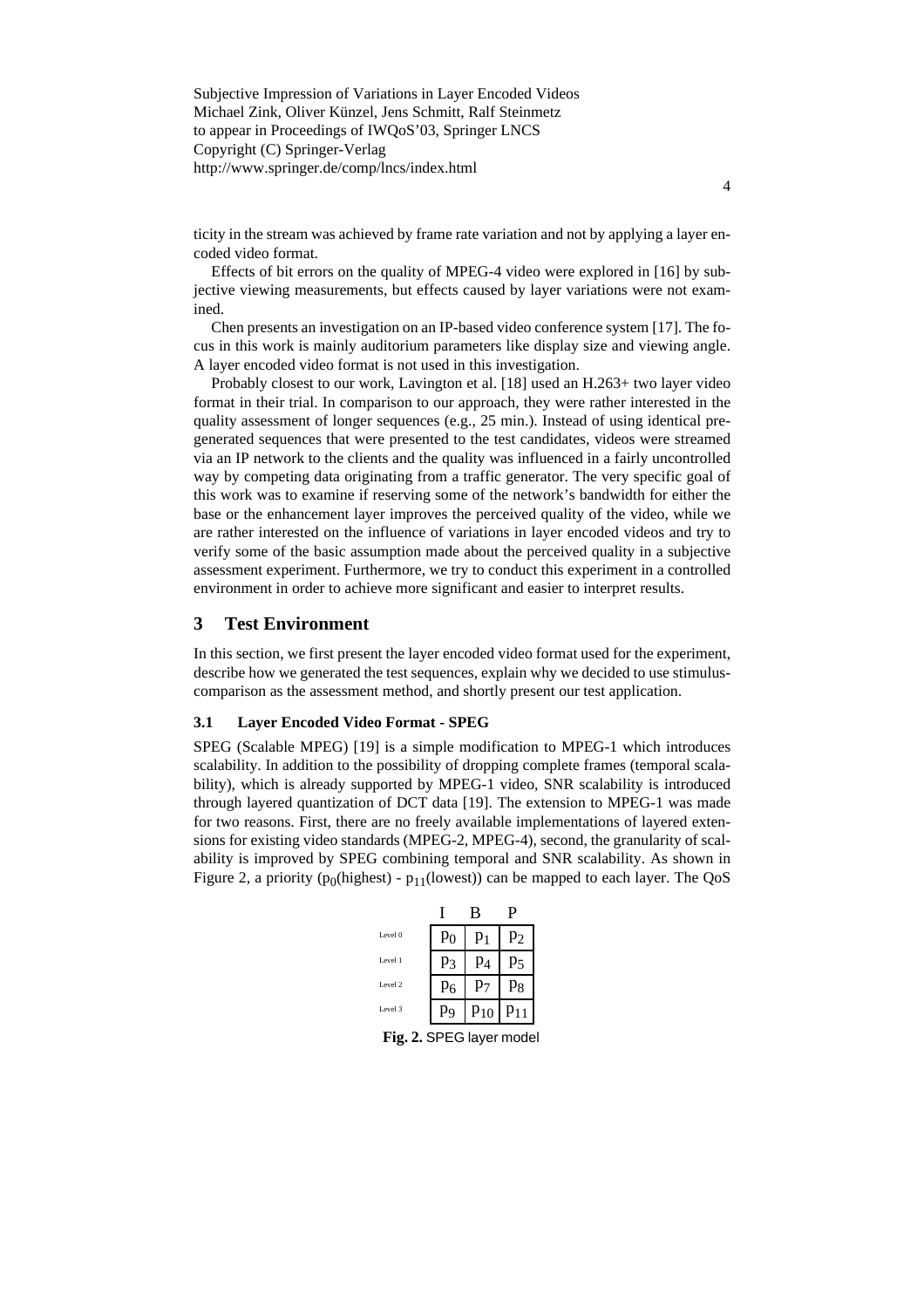ticity in the stream was achieved by frame rate variation and not by applying a layer encoded video format.

Effects of bit errors on the quality of MPEG-4 video were explored in [16] by subjective viewing measurements, but effects caused by layer variations were not examined.

Chen presents an investigation on an IP-based video conference system [17]. The focus in this work is mainly auditorium parameters like display size and viewing angle. A layer encoded video format is not used in this investigation.

Probably closest to our work, Lavington et al. [18] used an H.263+ two layer video format in their trial. In comparison to our approach, they were rather interested in the quality assessment of longer sequences (e.g., 25 min.). Instead of using identical pregenerated sequences that were presented to the test candidates, videos were streamed via an IP network to the clients and the quality was influenced in a fairly uncontrolled way by competing data originating from a traffic generator. The very specific goal of this work was to examine if reserving some of the network's bandwidth for either the base or the enhancement layer improves the perceived quality of the video, while we are rather interested on the influence of variations in layer encoded videos and try to verify some of the basic assumption made about the perceived quality in a subjective assessment experiment. Furthermore, we try to conduct this experiment in a controlled environment in order to achieve more significant and easier to interpret results.

## 3 Test Environment

In this section, we first present the layer encoded video format used for the experiment, describe how we generated the test sequences, explain why we decided to use stimulus-comparison as the assessment method, and shortly present our test application.

### 3.1 Layer Encoded Video Format - SPEG

SPEG (Scalable MPEG) [19] is a simple modification to MPEG-1 which introduces scalability. In addition to the possibility of dropping complete frames (temporal scalability), which is already supported by MPEG-1 video, SNR scalability is introduced through layered quantization of DCT data [19]. The extension to MPEG-1 was made for two reasons. First, there are no freely available implementations of layered extensions for existing video standards (MPEG-2, MPEG-4), second, the granularity of scalability is improved by SPEG combining temporal and SNR scalability. As shown in Figure 2, a priority ($p_0$(highest) - $p_{11}$(lowest)) can be mapped to each layer. The QoS

| | I | B | P |
|---|---|---|---|
| Level 0 | $p_0$ | $p_1$ | $p_2$ |
| Level 1 | $p_3$ | $p_4$ | $p_5$ |
| Level 2 | $p_6$ | $p_7$ | $p_8$ |
| Level 3 | $p_9$ | $p_{10}$ | $p_{11}$ |

**Fig. 2.** SPEG layer model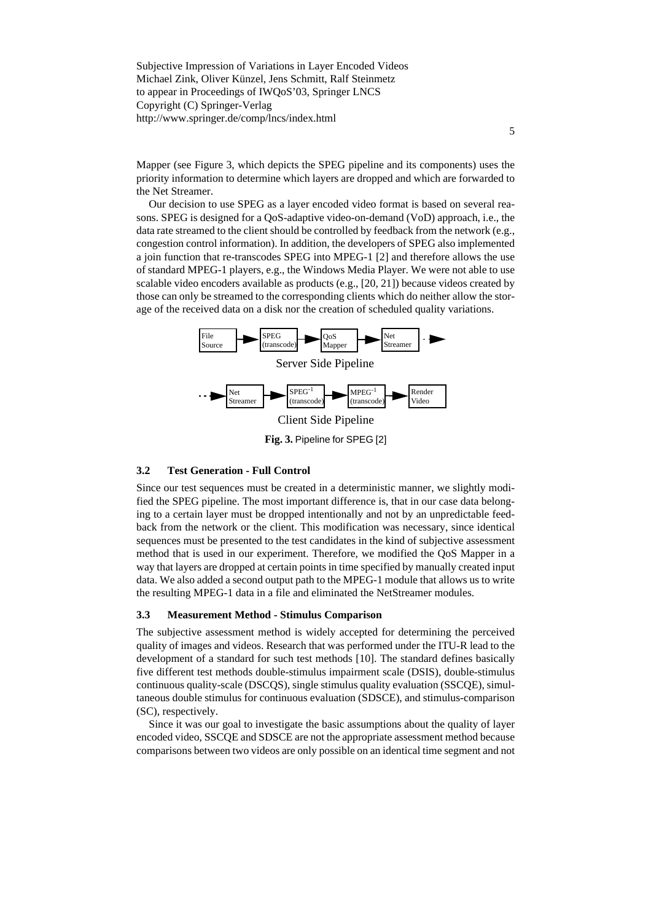Mapper (see Figure 3, which depicts the SPEG pipeline and its components) uses the priority information to determine which layers are dropped and which are forwarded to the Net Streamer.

Our decision to use SPEG as a layer encoded video format is based on several reasons. SPEG is designed for a QoS-adaptive video-on-demand (VoD) approach, i.e., the data rate streamed to the client should be controlled by feedback from the network (e.g., congestion control information). In addition, the developers of SPEG also implemented a join function that re-transcodes SPEG into MPEG-1 [2] and therefore allows the use of standard MPEG-1 players, e.g., the Windows Media Player. We were not able to use scalable video encoders available as products (e.g., [20, 21]) because videos created by those can only be streamed to the corresponding clients which do neither allow the storage of the received data on a disk nor the creation of scheduled quality variations.

File Source → SPEG (transcode) → QoS Mapper → Net Streamer →

Server Side Pipeline

→ Net Streamer → $SPEG^{-1}$ (transcode) → $MPEG^{-1}$ (transcode) → Render Video

Client Side Pipeline

**Fig. 3.** Pipeline for SPEG [2]

### 3.2 Test Generation - Full Control

Since our test sequences must be created in a deterministic manner, we slightly modified the SPEG pipeline. The most important difference is, that in our case data belonging to a certain layer must be dropped intentionally and not by an unpredictable feedback from the network or the client. This modification was necessary, since identical sequences must be presented to the test candidates in the kind of subjective assessment method that is used in our experiment. Therefore, we modified the QoS Mapper in a way that layers are dropped at certain points in time specified by manually created input data. We also added a second output path to the MPEG-1 module that allows us to write the resulting MPEG-1 data in a file and eliminated the NetStreamer modules.

### 3.3 Measurement Method - Stimulus Comparison

The subjective assessment method is widely accepted for determining the perceived quality of images and videos. Research that was performed under the ITU-R lead to the development of a standard for such test methods [10]. The standard defines basically five different test methods double-stimulus impairment scale (DSIS), double-stimulus continuous quality-scale (DSCQS), single stimulus quality evaluation (SSCQE), simultaneous double stimulus for continuous evaluation (SDSCE), and stimulus-comparison (SC), respectively.

Since it was our goal to investigate the basic assumptions about the quality of layer encoded video, SSCQE and SDSCE are not the appropriate assessment method because comparisons between two videos are only possible on an identical time segment and not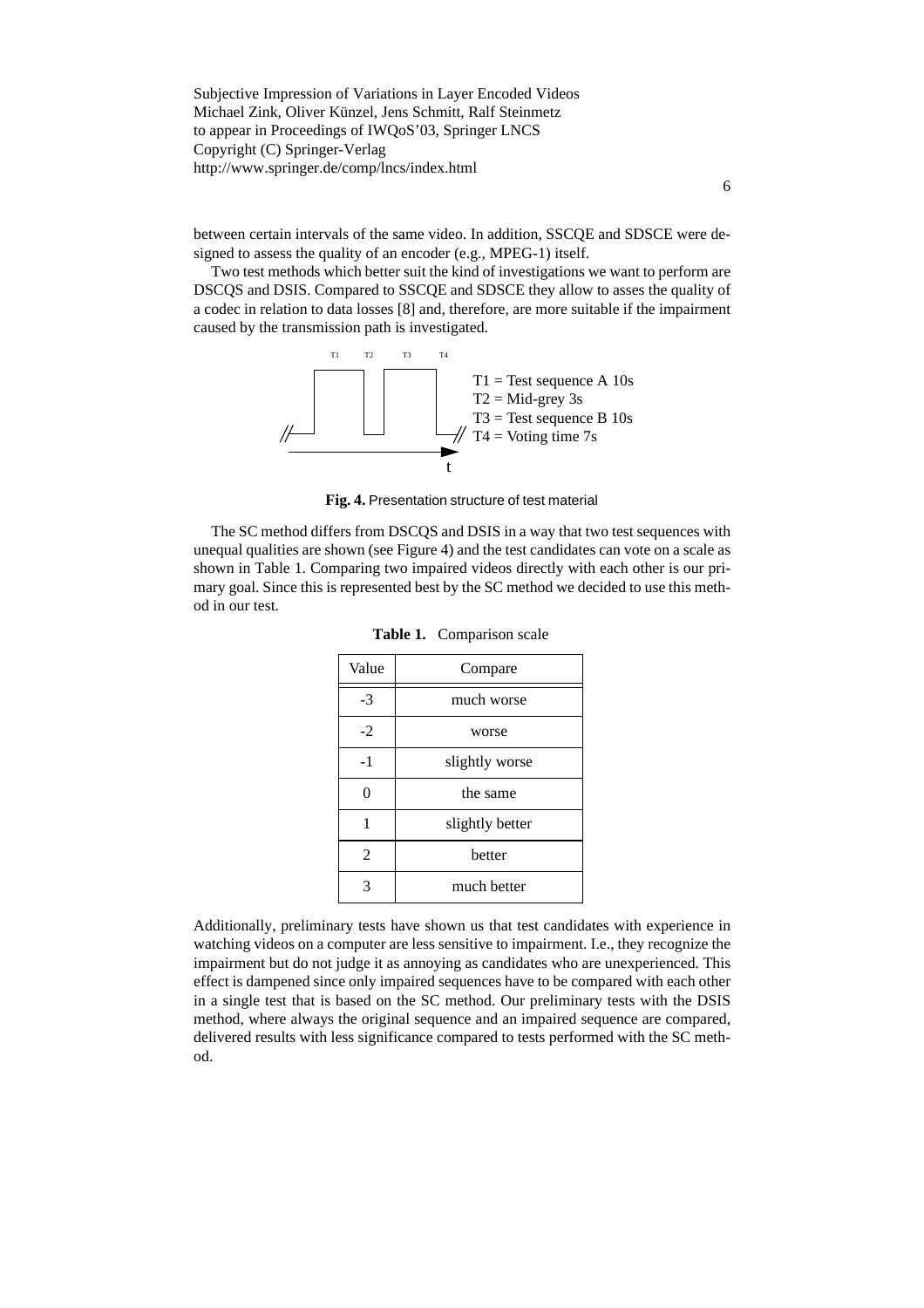between certain intervals of the same video. In addition, SSCQE and SDSCE were designed to assess the quality of an encoder (e.g., MPEG-1) itself.

Two test methods which better suit the kind of investigations we want to perform are DSCQS and DSIS. Compared to SSCQE and SDSCE they allow to asses the quality of a codec in relation to data losses [8] and, therefore, are more suitable if the impairment caused by the transmission path is investigated.

T1 = Test sequence A 10s
T2 = Mid-grey 3s
T3 = Test sequence B 10s
T4 = Voting time 7s

**Fig. 4.** Presentation structure of test material

The SC method differs from DSCQS and DSIS in a way that two test sequences with unequal qualities are shown (see Figure 4) and the test candidates can vote on a scale as shown in Table 1. Comparing two impaired videos directly with each other is our primary goal. Since this is represented best by the SC method we decided to use this method in our test.

**Table 1.** Comparison scale

| Value | Compare |
|---|---|
| -3 | much worse |
| -2 | worse |
| -1 | slightly worse |
| 0 | the same |
| 1 | slightly better |
| 2 | better |
| 3 | much better |

Additionally, preliminary tests have shown us that test candidates with experience in watching videos on a computer are less sensitive to impairment. I.e., they recognize the impairment but do not judge it as annoying as candidates who are unexperienced. This effect is dampened since only impaired sequences have to be compared with each other in a single test that is based on the SC method. Our preliminary tests with the DSIS method, where always the original sequence and an impaired sequence are compared, delivered results with less significance compared to tests performed with the SC method.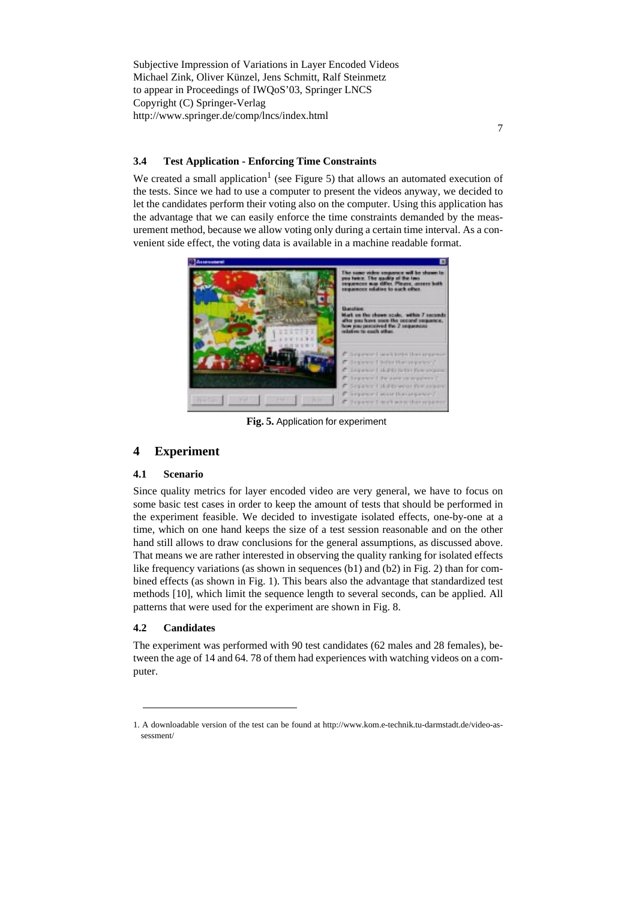### 3.4 Test Application - Enforcing Time Constraints

We created a small application[1] (see Figure 5) that allows an automated execution of the tests. Since we had to use a computer to present the videos anyway, we decided to let the candidates perform their voting also on the computer. Using this application has the advantage that we can easily enforce the time constraints demanded by the measurement method, because we allow voting only during a certain time interval. As a convenient side effect, the voting data is available in a machine readable format.

**Fig. 5.** Application for experiment

## 4 Experiment

### 4.1 Scenario

Since quality metrics for layer encoded video are very general, we have to focus on some basic test cases in order to keep the amount of tests that should be performed in the experiment feasible. We decided to investigate isolated effects, one-by-one at a time, which on one hand keeps the size of a test session reasonable and on the other hand still allows to draw conclusions for the general assumptions, as discussed above. That means we are rather interested in observing the quality ranking for isolated effects like frequency variations (as shown in sequences (b1) and (b2) in Fig. 2) than for combined effects (as shown in Fig. 1). This bears also the advantage that standardized test methods [10], which limit the sequence length to several seconds, can be applied. All patterns that were used for the experiment are shown in Fig. 8.

### 4.2 Candidates

The experiment was performed with 90 test candidates (62 males and 28 females), between the age of 14 and 64. 78 of them had experiences with watching videos on a computer.

---

1. A downloadable version of the test can be found at http://www.kom.e-technik.tu-darmstadt.de/video-assessment/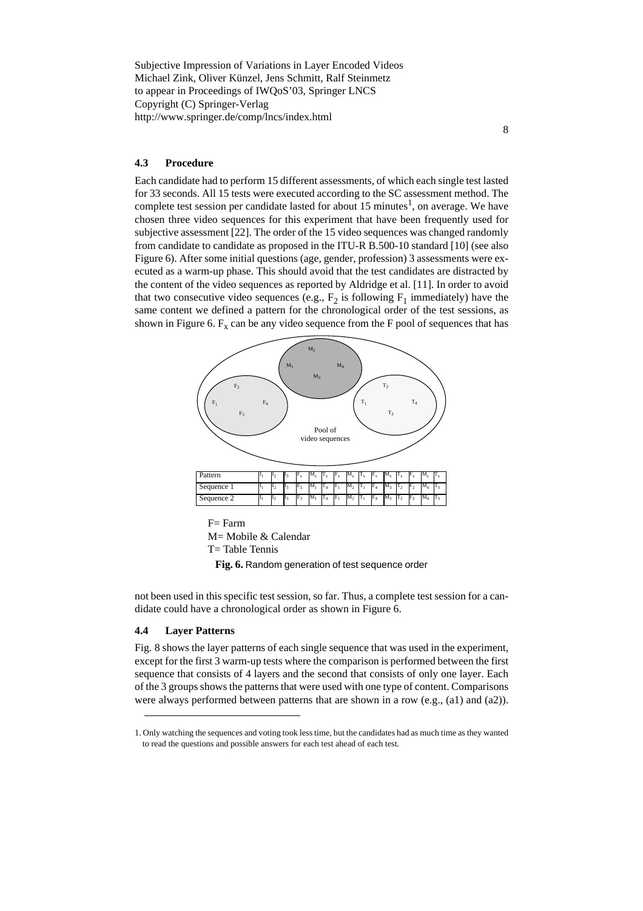### 4.3 Procedure

Each candidate had to perform 15 different assessments, of which each single test lasted for 33 seconds. All 15 tests were executed according to the SC assessment method. The complete test session per candidate lasted for about 15 minutes[1], on average. We have chosen three video sequences for this experiment that have been frequently used for subjective assessment [22]. The order of the 15 video sequences was changed randomly from candidate to candidate as proposed in the ITU-R B.500-10 standard [10] (see also Figure 6). After some initial questions (age, gender, profession) 3 assessments were executed as a warm-up phase. This should avoid that the test candidates are distracted by the content of the video sequences as reported by Aldridge et al. [11]. In order to avoid that two consecutive video sequences (e.g., $F_2$ is following $F_1$ immediately) have the same content we defined a pattern for the chronological order of the test sessions, as shown in Figure 6. $F_x$ can be any video sequence from the F pool of sequences that has

| Pattern | $I_1$ | $I_2$ | $I_3$ | $F_x$ | $M_x$ | $T_x$ | $F_x$ | $M_x$ | $T_x$ | $F_x$ | $M_x$ | $T_x$ | $F_x$ | $M_x$ | $T_x$ |
|---|---|---|---|---|---|---|---|---|---|---|---|---|---|---|---|
| Sequence 1 | $I_1$ | $I_2$ | $I_3$ | $F_3$ | $M_1$ | $T_4$ | $F_1$ | $M_2$ | $T_1$ | $F_4$ | $M_3$ | $T_2$ | $F_2$ | $M_4$ | $T_3$ |
| Sequence 2 | $I_1$ | $I_2$ | $I_3$ | $F_3$ | $M_1$ | $T_4$ | $F_1$ | $M_2$ | $T_1$ | $F_4$ | $M_3$ | $T_2$ | $F_2$ | $M_4$ | $T_3$ |

F= Farm
M= Mobile & Calendar
T= Table Tennis

**Fig. 6.** Random generation of test sequence order

not been used in this specific test session, so far. Thus, a complete test session for a candidate could have a chronological order as shown in Figure 6.

### 4.4 Layer Patterns

Fig. 8 shows the layer patterns of each single sequence that was used in the experiment, except for the first 3 warm-up tests where the comparison is performed between the first sequence that consists of 4 layers and the second that consists of only one layer. Each of the 3 groups shows the patterns that were used with one type of content. Comparisons were always performed between patterns that are shown in a row (e.g., (a1) and (a2)).

1. Only watching the sequences and voting took less time, but the candidates had as much time as they wanted to read the questions and possible answers for each test ahead of each test.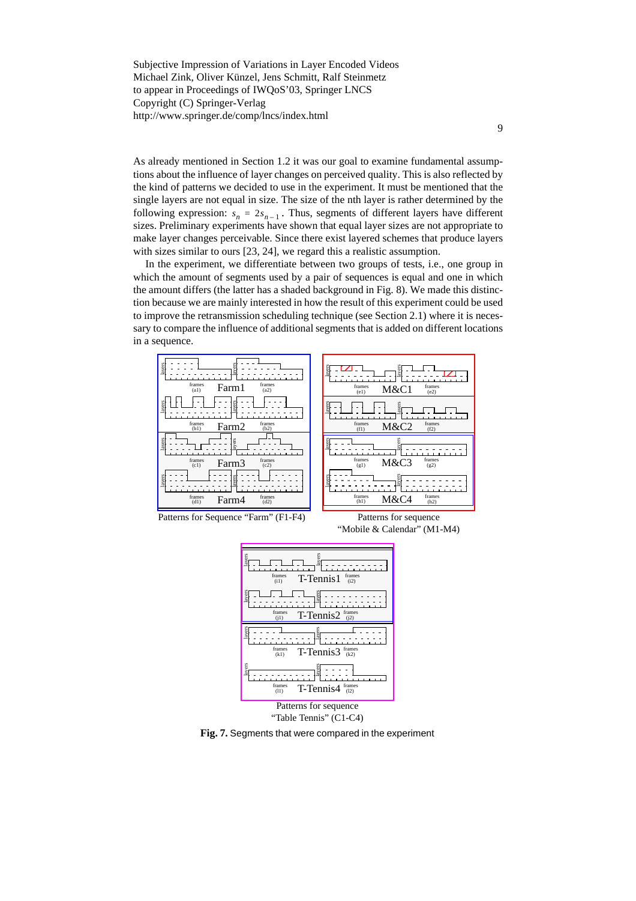As already mentioned in Section 1.2 it was our goal to examine fundamental assumptions about the influence of layer changes on perceived quality. This is also reflected by the kind of patterns we decided to use in the experiment. It must be mentioned that the single layers are not equal in size. The size of the nth layer is rather determined by the following expression: $s_n = 2s_{n-1}$. Thus, segments of different layers have different sizes. Preliminary experiments have shown that equal layer sizes are not appropriate to make layer changes perceivable. Since there exist layered schemes that produce layers with sizes similar to ours [23, 24], we regard this a realistic assumption.

In the experiment, we differentiate between two groups of tests, i.e., one group in which the amount of segments used by a pair of sequences is equal and one in which the amount differs (the latter has a shaded background in Fig. 8). We made this distinction because we are mainly interested in how the result of this experiment could be used to improve the retransmission scheduling technique (see Section 2.1) where it is necessary to compare the influence of additional segments that is added on different locations in a sequence.

Patterns for Sequence "Farm" (F1-F4)

Patterns for sequence "Mobile & Calendar" (M1-M4)

Patterns for sequence "Table Tennis" (C1-C4)

**Fig. 7.** Segments that were compared in the experiment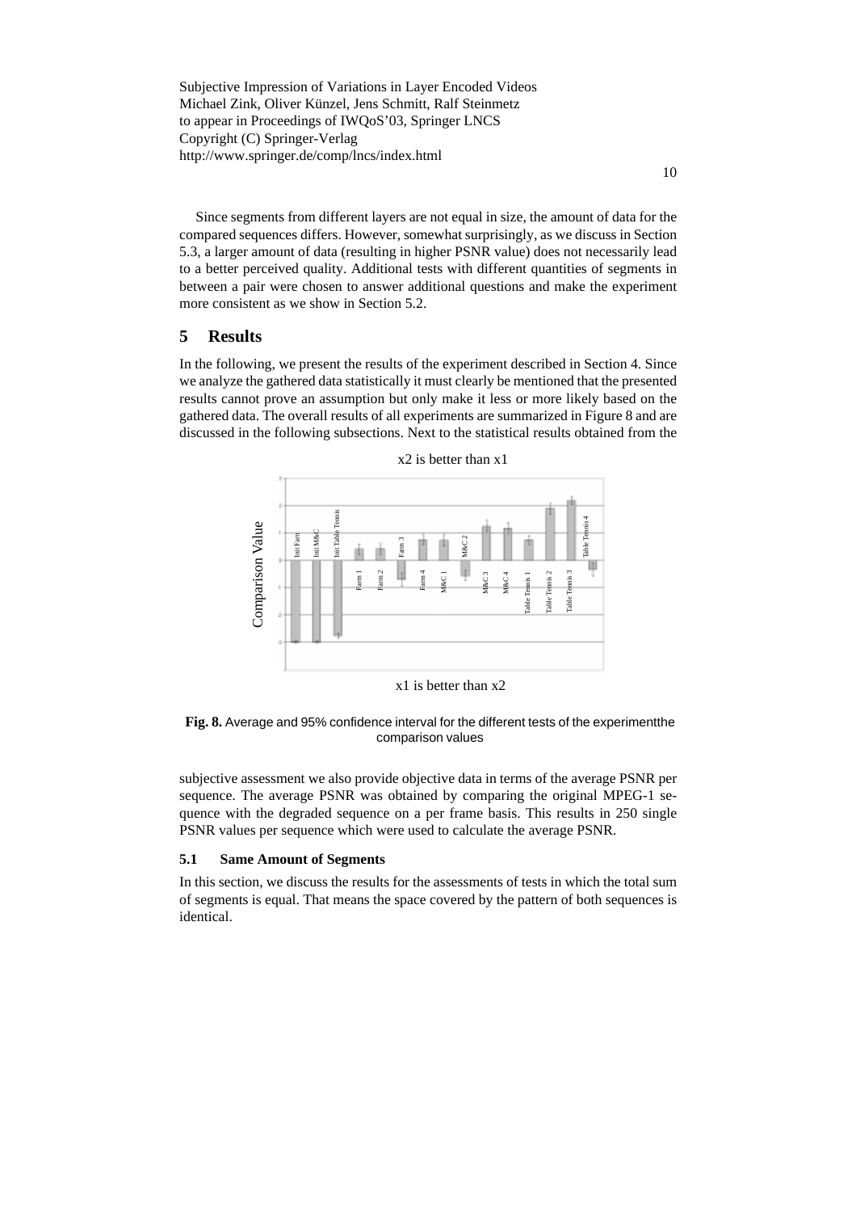Since segments from different layers are not equal in size, the amount of data for the compared sequences differs. However, somewhat surprisingly, as we discuss in Section 5.3, a larger amount of data (resulting in higher PSNR value) does not necessarily lead to a better perceived quality. Additional tests with different quantities of segments in between a pair were chosen to answer additional questions and make the experiment more consistent as we show in Section 5.2.

## 5 Results

In the following, we present the results of the experiment described in Section 4. Since we analyze the gathered data statistically it must clearly be mentioned that the presented results cannot prove an assumption but only make it less or more likely based on the gathered data. The overall results of all experiments are summarized in Figure 8 and are discussed in the following subsections. Next to the statistical results obtained from the subjective assessment we also provide objective data in terms of the average PSNR per sequence. The average PSNR was obtained by comparing the original MPEG-1 sequence with the degraded sequence on a per frame basis. This results in 250 single PSNR values per sequence which were used to calculate the average PSNR.

**Fig. 8.** Average and 95% confidence interval for the different tests of the experimentthe comparison values

### 5.1 Same Amount of Segments

In this section, we discuss the results for the assessments of tests in which the total sum of segments is equal. That means the space covered by the pattern of both sequences is identical.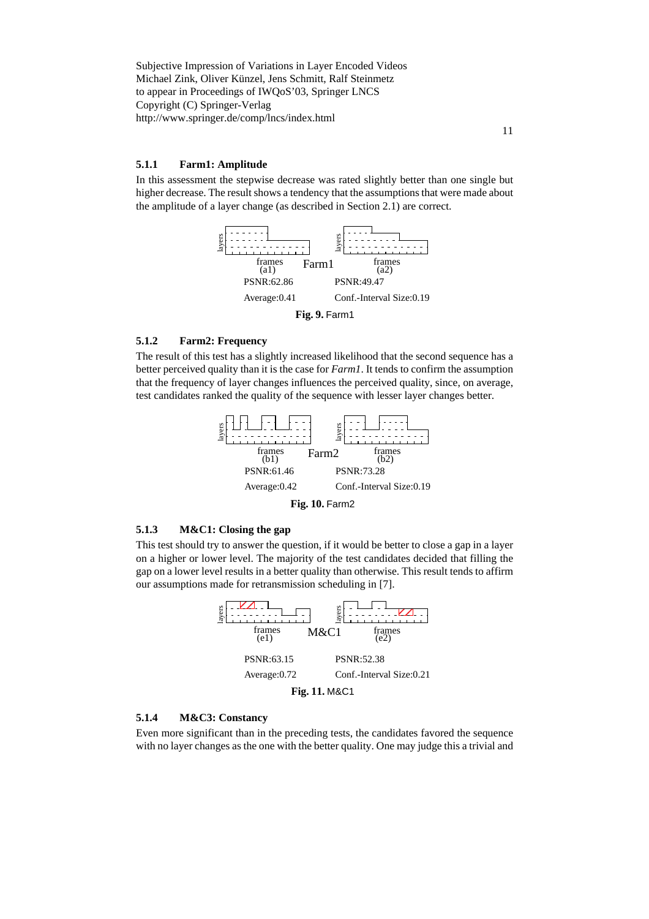#### 5.1.1 Farm1: Amplitude

In this assessment the stepwise decrease was rated slightly better than one single but higher decrease. The result shows a tendency that the assumptions that were made about the amplitude of a layer change (as described in Section 2.1) are correct.

layers frames (a1) Farm1 layers frames (a2)

PSNR:62.86 PSNR:49.47

Average:0.41 Conf.-Interval Size:0.19

**Fig. 9.** Farm1

#### 5.1.2 Farm2: Frequency

The result of this test has a slightly increased likelihood that the second sequence has a better perceived quality than it is the case for *Farm1*. It tends to confirm the assumption that the frequency of layer changes influences the perceived quality, since, on average, test candidates ranked the quality of the sequence with lesser layer changes better.

layers frames (b1) Farm2 layers frames (b2)

PSNR:61.46 PSNR:73.28

Average:0.42 Conf.-Interval Size:0.19

**Fig. 10.** Farm2

#### 5.1.3 M&C1: Closing the gap

This test should try to answer the question, if it would be better to close a gap in a layer on a higher or lower level. The majority of the test candidates decided that filling the gap on a lower level results in a better quality than otherwise. This result tends to affirm our assumptions made for retransmission scheduling in [7].

layers frames (e1) M&C1 layers frames (e2)

PSNR:63.15 PSNR:52.38

Average:0.72 Conf.-Interval Size:0.21

**Fig. 11.** M&C1

#### 5.1.4 M&C3: Constancy

Even more significant than in the preceding tests, the candidates favored the sequence with no layer changes as the one with the better quality. One may judge this a trivial and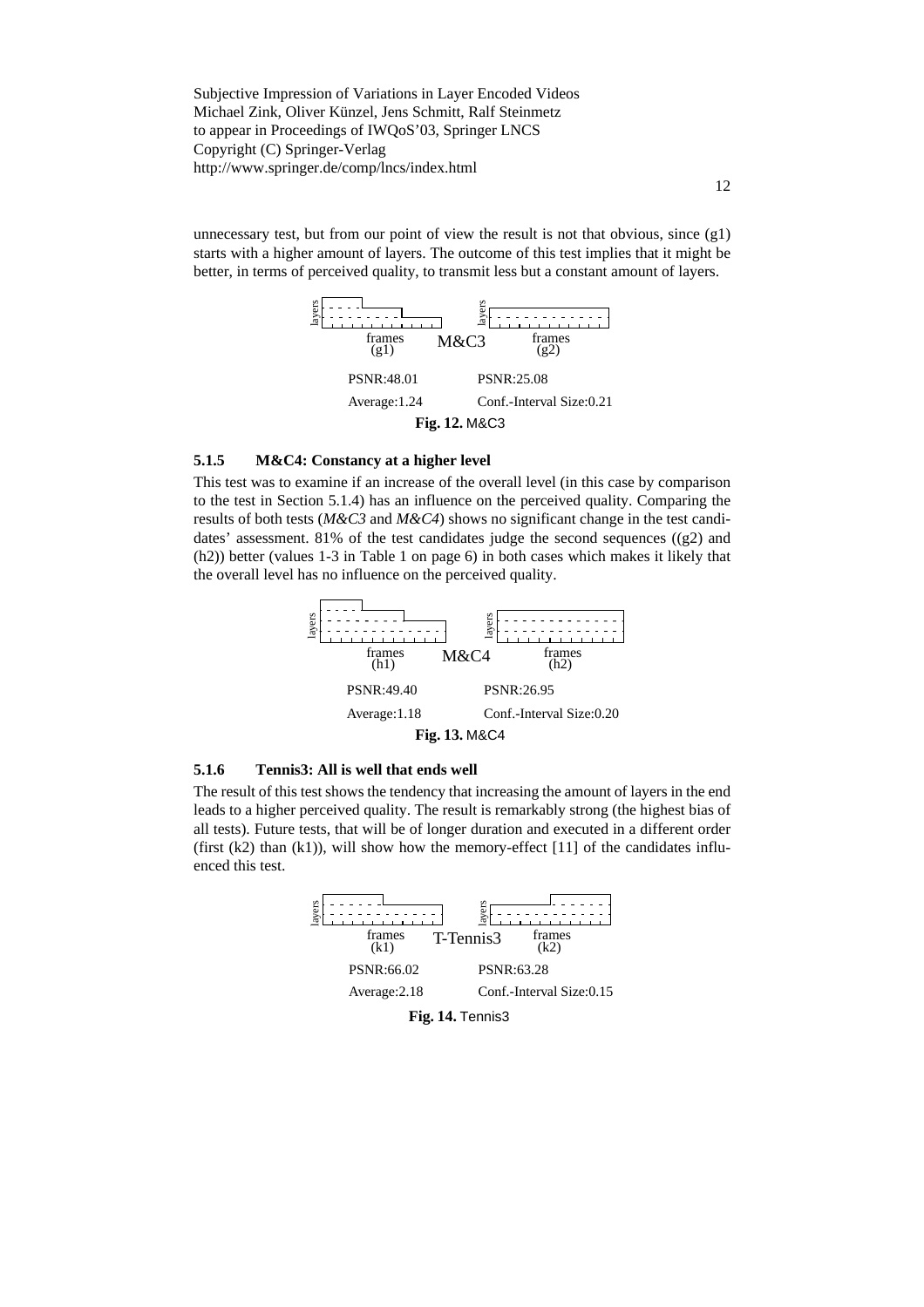unnecessary test, but from our point of view the result is not that obvious, since (g1) starts with a higher amount of layers. The outcome of this test implies that it might be better, in terms of perceived quality, to transmit less but a constant amount of layers.

M&C3

(g1) PSNR:48.01

(g2) PSNR:25.08

Average:1.24

Conf.-Interval Size:0.21

**Fig. 12.** M&C3

### 5.1.5 M&C4: Constancy at a higher level

This test was to examine if an increase of the overall level (in this case by comparison to the test in Section 5.1.4) has an influence on the perceived quality. Comparing the results of both tests (*M&C3* and *M&C4*) shows no significant change in the test candidates' assessment. 81% of the test candidates judge the second sequences ((g2) and (h2)) better (values 1-3 in Table 1 on page 6) in both cases which makes it likely that the overall level has no influence on the perceived quality.

M&C4

(h1) PSNR:49.40

(h2) PSNR:26.95

Average:1.18

Conf.-Interval Size:0.20

**Fig. 13.** M&C4

### 5.1.6 Tennis3: All is well that ends well

The result of this test shows the tendency that increasing the amount of layers in the end leads to a higher perceived quality. The result is remarkably strong (the highest bias of all tests). Future tests, that will be of longer duration and executed in a different order (first (k2) than (k1)), will show how the memory-effect [11] of the candidates influenced this test.

T-Tennis3

(k1) PSNR:66.02

(k2) PSNR:63.28

Average:2.18

Conf.-Interval Size:0.15

**Fig. 14.** Tennis3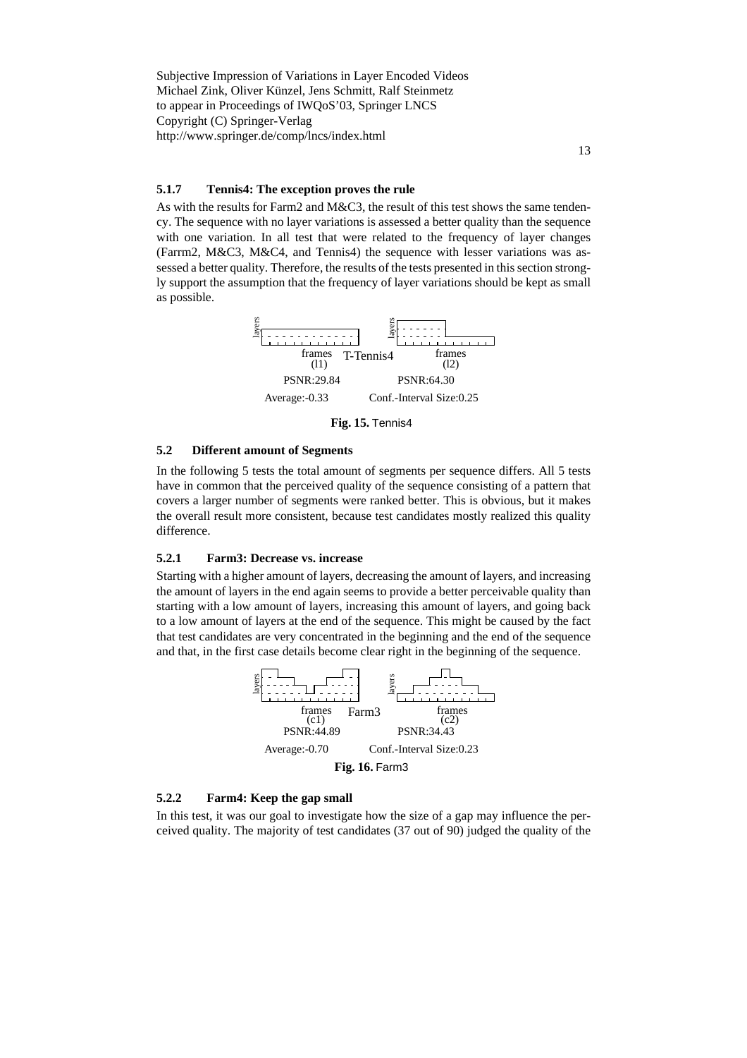### 5.1.7 Tennis4: The exception proves the rule

As with the results for Farm2 and M&C3, the result of this test shows the same tendency. The sequence with no layer variations is assessed a better quality than the sequence with one variation. In all test that were related to the frequency of layer changes (Farrm2, M&C3, M&C4, and Tennis4) the sequence with lesser variations was assessed a better quality. Therefore, the results of the tests presented in this section strongly support the assumption that the frequency of layer variations should be kept as small as possible.

T-Tennis4

(l1) PSNR:29.84 — (l2) PSNR:64.30

Average:-0.33 Conf.-Interval Size:0.25

**Fig. 15.** Tennis4

## 5.2 Different amount of Segments

In the following 5 tests the total amount of segments per sequence differs. All 5 tests have in common that the perceived quality of the sequence consisting of a pattern that covers a larger number of segments were ranked better. This is obvious, but it makes the overall result more consistent, because test candidates mostly realized this quality difference.

### 5.2.1 Farm3: Decrease vs. increase

Starting with a higher amount of layers, decreasing the amount of layers, and increasing the amount of layers in the end again seems to provide a better perceivable quality than starting with a low amount of layers, increasing this amount of layers, and going back to a low amount of layers at the end of the sequence. This might be caused by the fact that test candidates are very concentrated in the beginning and the end of the sequence and that, in the first case details become clear right in the beginning of the sequence.

Farm3

(c1) PSNR:44.89 — (c2) PSNR:34.43

Average:-0.70 Conf.-Interval Size:0.23

**Fig. 16.** Farm3

### 5.2.2 Farm4: Keep the gap small

In this test, it was our goal to investigate how the size of a gap may influence the perceived quality. The majority of test candidates (37 out of 90) judged the quality of the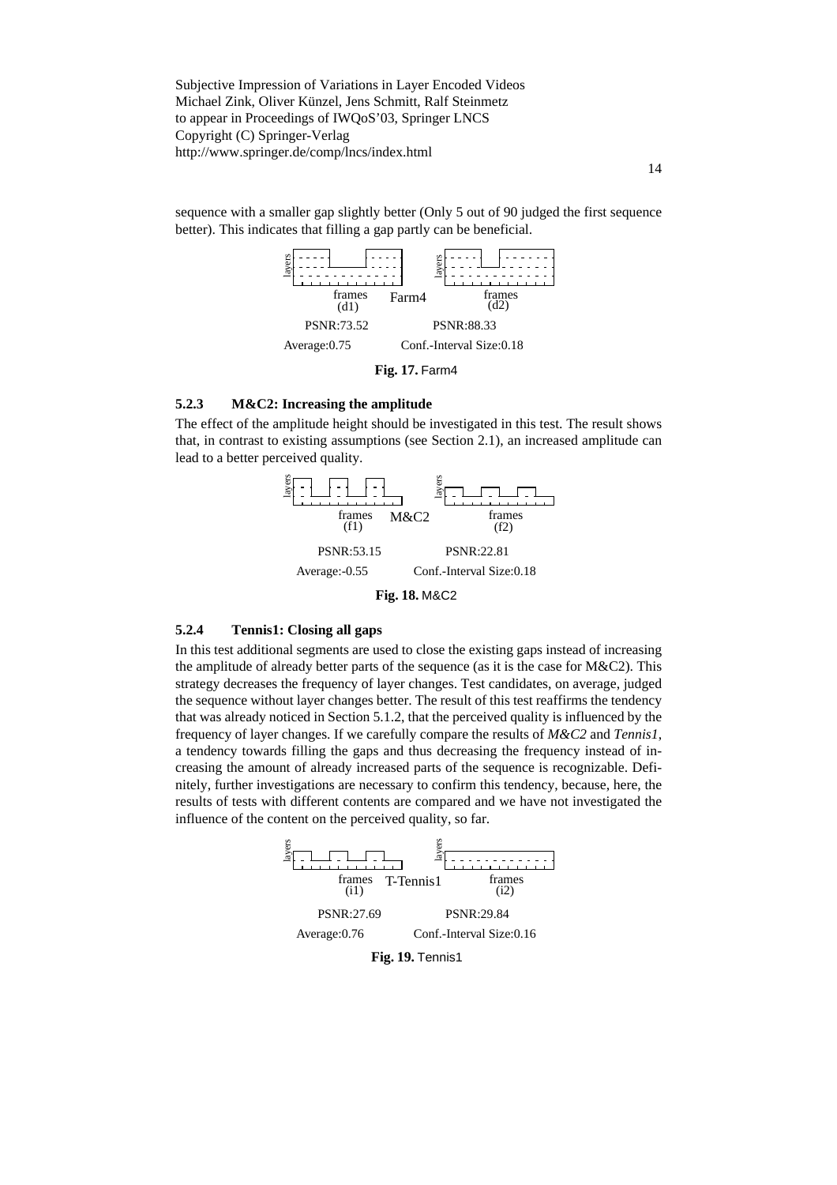sequence with a smaller gap slightly better (Only 5 out of 90 judged the first sequence better). This indicates that filling a gap partly can be beneficial.

Farm4

(d1) PSNR:73.52 (d2) PSNR:88.33

Average:0.75 Conf.-Interval Size:0.18

**Fig. 17.** Farm4

### 5.2.3 M&C2: Increasing the amplitude

The effect of the amplitude height should be investigated in this test. The result shows that, in contrast to existing assumptions (see Section 2.1), an increased amplitude can lead to a better perceived quality.

M&C2

(f1) PSNR:53.15 (f2) PSNR:22.81

Average:-0.55 Conf.-Interval Size:0.18

**Fig. 18.** M&C2

### 5.2.4 Tennis1: Closing all gaps

In this test additional segments are used to close the existing gaps instead of increasing the amplitude of already better parts of the sequence (as it is the case for M&C2). This strategy decreases the frequency of layer changes. Test candidates, on average, judged the sequence without layer changes better. The result of this test reaffirms the tendency that was already noticed in Section 5.1.2, that the perceived quality is influenced by the frequency of layer changes. If we carefully compare the results of *M&C2* and *Tennis1*, a tendency towards filling the gaps and thus decreasing the frequency instead of increasing the amount of already increased parts of the sequence is recognizable. Definitely, further investigations are necessary to confirm this tendency, because, here, the results of tests with different contents are compared and we have not investigated the influence of the content on the perceived quality, so far.

T-Tennis1

(i1) PSNR:27.69 (i2) PSNR:29.84

Average:0.76 Conf.-Interval Size:0.16

**Fig. 19.** Tennis1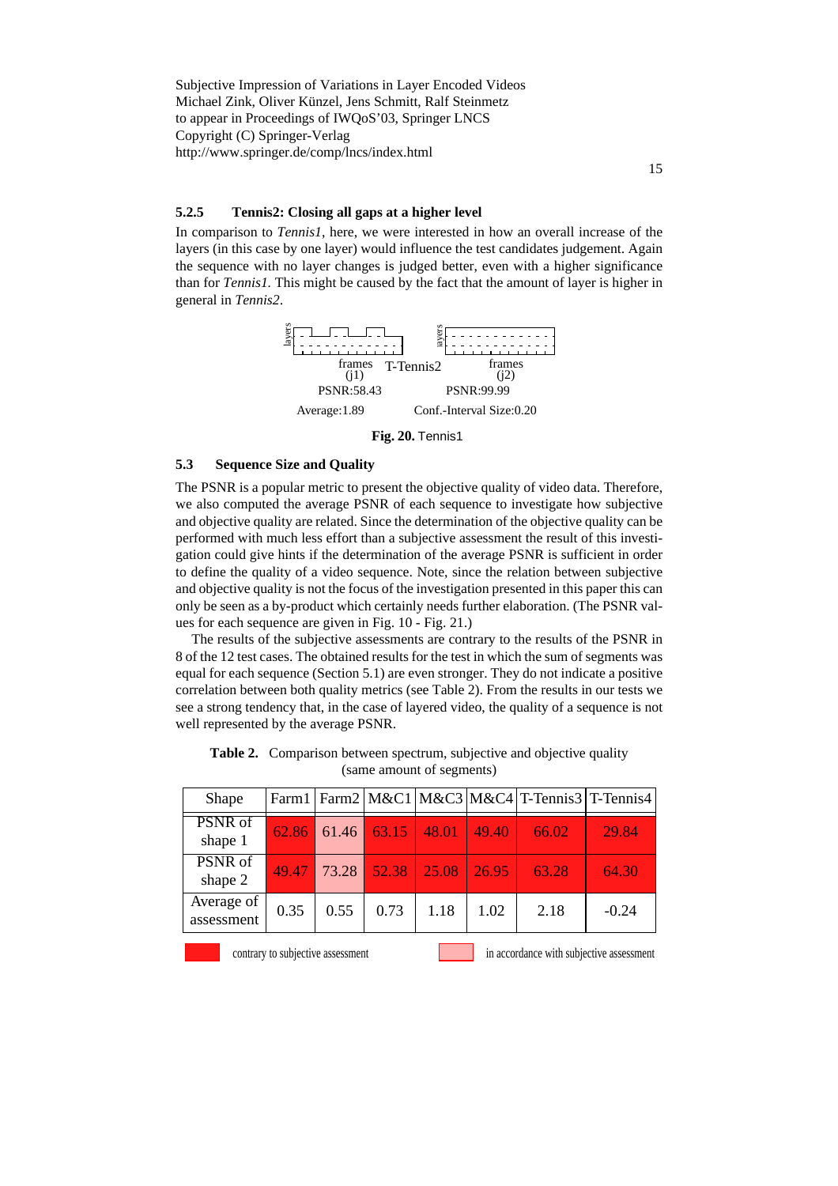#### 5.2.5 Tennis2: Closing all gaps at a higher level

In comparison to *Tennis1*, here, we were interested in how an overall increase of the layers (in this case by one layer) would influence the test candidates judgement. Again the sequence with no layer changes is judged better, even with a higher significance than for *Tennis1.* This might be caused by the fact that the amount of layer is higher in general in *Tennis2*.

T-Tennis2

frames (j1) PSNR:58.43

frames (j2) PSNR:99.99

Average:1.89 Conf.-Interval Size:0.20

**Fig. 20.** Tennis1

### 5.3 Sequence Size and Quality

The PSNR is a popular metric to present the objective quality of video data. Therefore, we also computed the average PSNR of each sequence to investigate how subjective and objective quality are related. Since the determination of the objective quality can be performed with much less effort than a subjective assessment the result of this investigation could give hints if the determination of the average PSNR is sufficient in order to define the quality of a video sequence. Note, since the relation between subjective and objective quality is not the focus of the investigation presented in this paper this can only be seen as a by-product which certainly needs further elaboration. (The PSNR values for each sequence are given in Fig. 10 - Fig. 21.)

The results of the subjective assessments are contrary to the results of the PSNR in 8 of the 12 test cases. The obtained results for the test in which the sum of segments was equal for each sequence (Section 5.1) are even stronger. They do not indicate a positive correlation between both quality metrics (see Table 2). From the results in our tests we see a strong tendency that, in the case of layered video, the quality of a sequence is not well represented by the average PSNR.

**Table 2.** Comparison between spectrum, subjective and objective quality (same amount of segments)

| Shape | Farm1 | Farm2 | M&C1 | M&C3 | M&C4 | T-Tennis3 | T-Tennis4 |
|---|---|---|---|---|---|---|---|
| PSNR of shape 1 | 62.86 | 61.46 | 63.15 | 48.01 | 49.40 | 66.02 | 29.84 |
| PSNR of shape 2 | 49.47 | 73.28 | 52.38 | 25.08 | 26.95 | 63.28 | 64.30 |
| Average of assessment | 0.35 | 0.55 | 0.73 | 1.18 | 1.02 | 2.18 | -0.24 |

contrary to subjective assessment (dark red: all PSNR cells except Farm2) — in accordance with subjective assessment (light red: Farm2)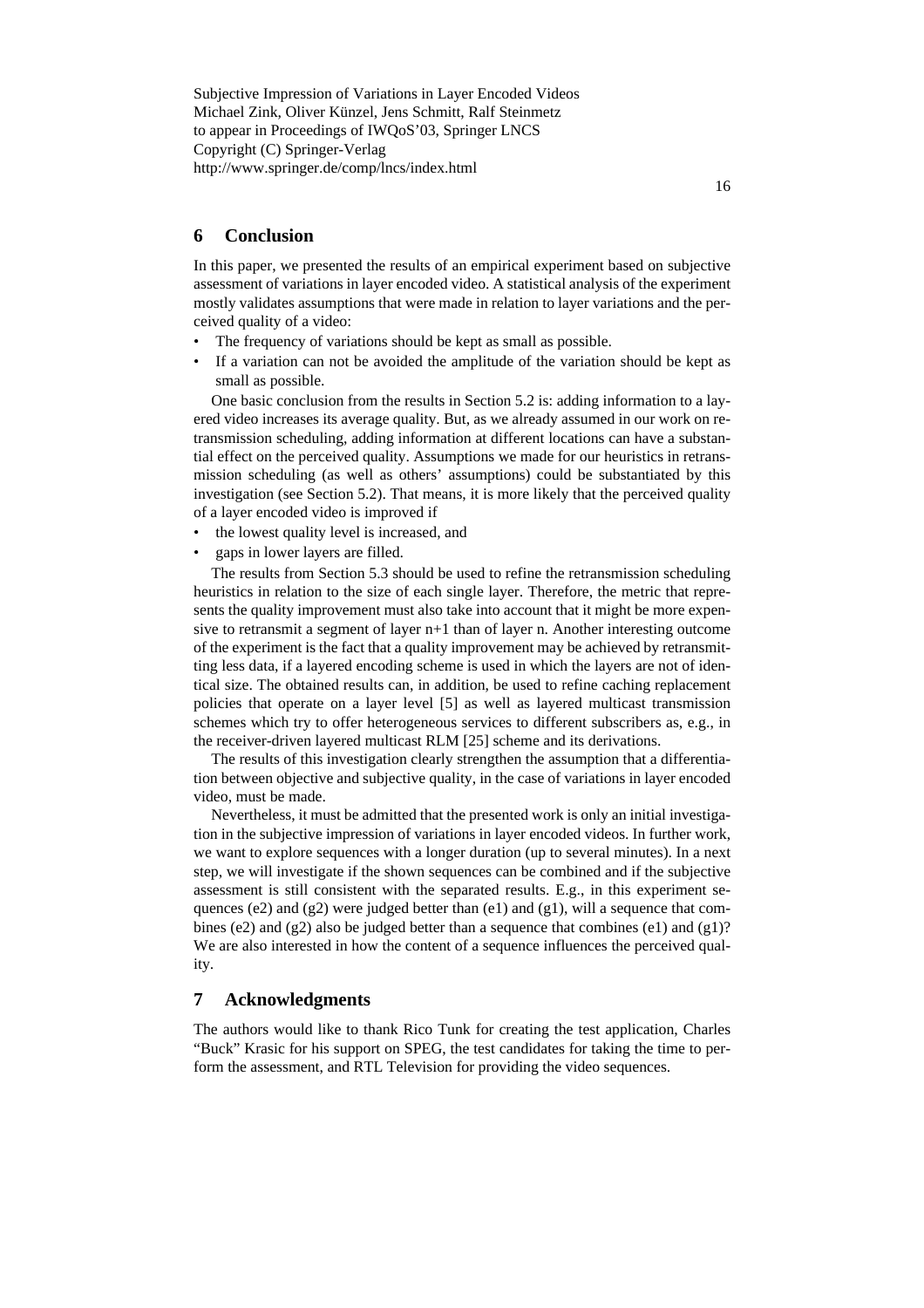## 6 Conclusion

In this paper, we presented the results of an empirical experiment based on subjective assessment of variations in layer encoded video. A statistical analysis of the experiment mostly validates assumptions that were made in relation to layer variations and the perceived quality of a video:

- The frequency of variations should be kept as small as possible.
- If a variation can not be avoided the amplitude of the variation should be kept as small as possible.

One basic conclusion from the results in Section 5.2 is: adding information to a layered video increases its average quality. But, as we already assumed in our work on retransmission scheduling, adding information at different locations can have a substantial effect on the perceived quality. Assumptions we made for our heuristics in retransmission scheduling (as well as others' assumptions) could be substantiated by this investigation (see Section 5.2). That means, it is more likely that the perceived quality of a layer encoded video is improved if

- the lowest quality level is increased, and
- gaps in lower layers are filled.

The results from Section 5.3 should be used to refine the retransmission scheduling heuristics in relation to the size of each single layer. Therefore, the metric that represents the quality improvement must also take into account that it might be more expensive to retransmit a segment of layer n+1 than of layer n. Another interesting outcome of the experiment is the fact that a quality improvement may be achieved by retransmitting less data, if a layered encoding scheme is used in which the layers are not of identical size. The obtained results can, in addition, be used to refine caching replacement policies that operate on a layer level [5] as well as layered multicast transmission schemes which try to offer heterogeneous services to different subscribers as, e.g., in the receiver-driven layered multicast RLM [25] scheme and its derivations.

The results of this investigation clearly strengthen the assumption that a differentiation between objective and subjective quality, in the case of variations in layer encoded video, must be made.

Nevertheless, it must be admitted that the presented work is only an initial investigation in the subjective impression of variations in layer encoded videos. In further work, we want to explore sequences with a longer duration (up to several minutes). In a next step, we will investigate if the shown sequences can be combined and if the subjective assessment is still consistent with the separated results. E.g., in this experiment sequences (e2) and (g2) were judged better than (e1) and (g1), will a sequence that combines (e2) and (g2) also be judged better than a sequence that combines (e1) and (g1)? We are also interested in how the content of a sequence influences the perceived quality.

## 7 Acknowledgments

The authors would like to thank Rico Tunk for creating the test application, Charles "Buck" Krasic for his support on SPEG, the test candidates for taking the time to perform the assessment, and RTL Television for providing the video sequences.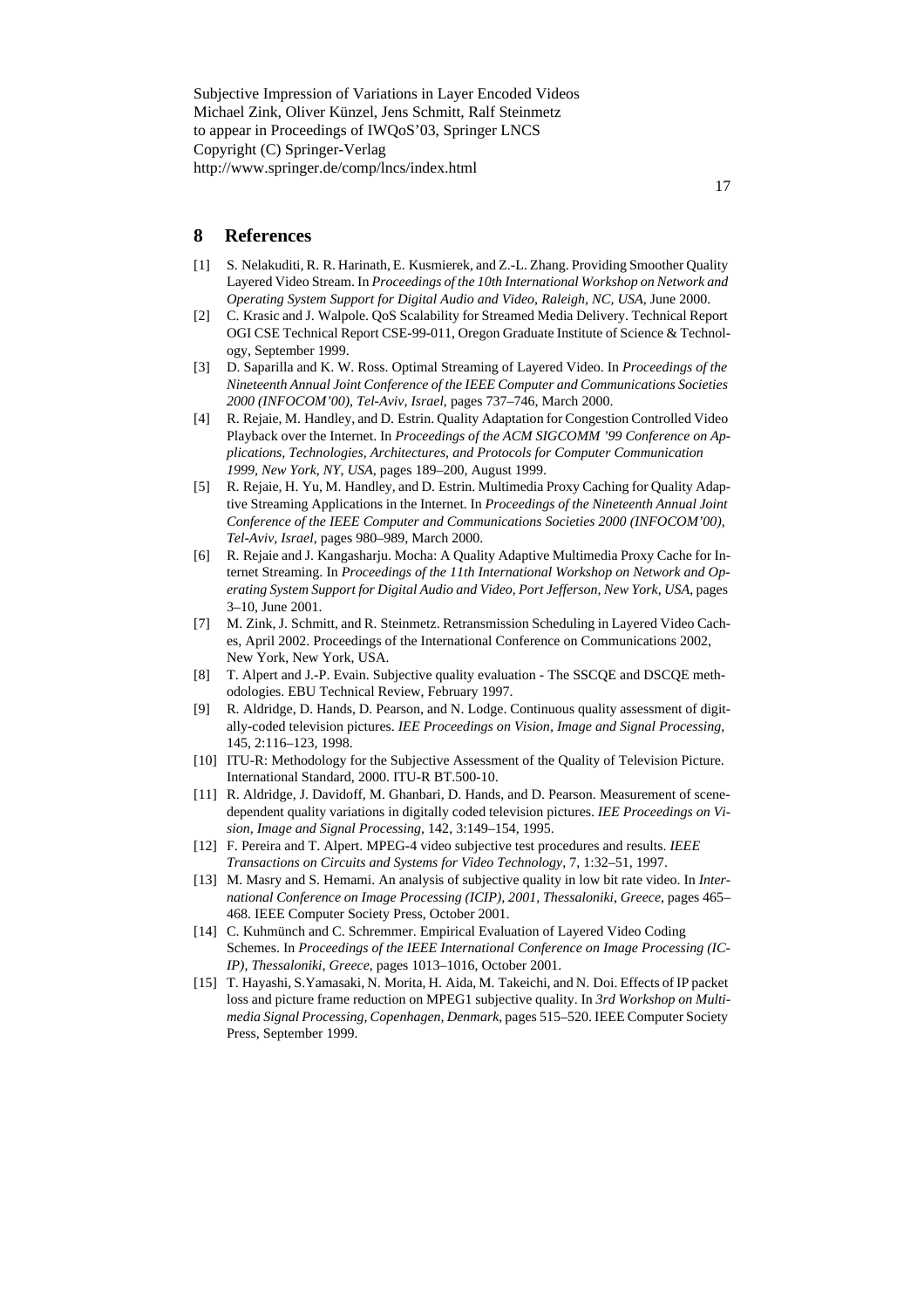## 8 References

[1] S. Nelakuditi, R. R. Harinath, E. Kusmierek, and Z.-L. Zhang. Providing Smoother Quality Layered Video Stream. In *Proceedings of the 10th International Workshop on Network and Operating System Support for Digital Audio and Video, Raleigh, NC, USA*, June 2000.

[2] C. Krasic and J. Walpole. QoS Scalability for Streamed Media Delivery. Technical Report OGI CSE Technical Report CSE-99-011, Oregon Graduate Institute of Science & Technology, September 1999.

[3] D. Saparilla and K. W. Ross. Optimal Streaming of Layered Video. In *Proceedings of the Nineteenth Annual Joint Conference of the IEEE Computer and Communications Societies 2000 (INFOCOM'00), Tel-Aviv, Israel*, pages 737–746, March 2000.

[4] R. Rejaie, M. Handley, and D. Estrin. Quality Adaptation for Congestion Controlled Video Playback over the Internet. In *Proceedings of the ACM SIGCOMM '99 Conference on Applications, Technologies, Architectures, and Protocols for Computer Communication 1999, New York, NY, USA*, pages 189–200, August 1999.

[5] R. Rejaie, H. Yu, M. Handley, and D. Estrin. Multimedia Proxy Caching for Quality Adaptive Streaming Applications in the Internet. In *Proceedings of the Nineteenth Annual Joint Conference of the IEEE Computer and Communications Societies 2000 (INFOCOM'00), Tel-Aviv, Israel*, pages 980–989, March 2000.

[6] R. Rejaie and J. Kangasharju. Mocha: A Quality Adaptive Multimedia Proxy Cache for Internet Streaming. In *Proceedings of the 11th International Workshop on Network and Operating System Support for Digital Audio and Video, Port Jefferson, New York, USA*, pages 3–10, June 2001.

[7] M. Zink, J. Schmitt, and R. Steinmetz. Retransmission Scheduling in Layered Video Caches, April 2002. Proceedings of the International Conference on Communications 2002, New York, New York, USA.

[8] T. Alpert and J.-P. Evain. Subjective quality evaluation - The SSCQE and DSCQE methodologies. EBU Technical Review, February 1997.

[9] R. Aldridge, D. Hands, D. Pearson, and N. Lodge. Continuous quality assessment of digitally-coded television pictures. *IEE Proceedings on Vision, Image and Signal Processing*, 145, 2:116–123, 1998.

[10] ITU-R: Methodology for the Subjective Assessment of the Quality of Television Picture. International Standard, 2000. ITU-R BT.500-10.

[11] R. Aldridge, J. Davidoff, M. Ghanbari, D. Hands, and D. Pearson. Measurement of scene-dependent quality variations in digitally coded television pictures. *IEE Proceedings on Vision, Image and Signal Processing*, 142, 3:149–154, 1995.

[12] F. Pereira and T. Alpert. MPEG-4 video subjective test procedures and results. *IEEE Transactions on Circuits and Systems for Video Technology*, 7, 1:32–51, 1997.

[13] M. Masry and S. Hemami. An analysis of subjective quality in low bit rate video. In *International Conference on Image Processing (ICIP), 2001, Thessaloniki, Greece*, pages 465–468. IEEE Computer Society Press, October 2001.

[14] C. Kuhmünch and C. Schremmer. Empirical Evaluation of Layered Video Coding Schemes. In *Proceedings of the IEEE International Conference on Image Processing (ICIP), Thessaloniki, Greece*, pages 1013–1016, October 2001.

[15] T. Hayashi, S.Yamasaki, N. Morita, H. Aida, M. Takeichi, and N. Doi. Effects of IP packet loss and picture frame reduction on MPEG1 subjective quality. In *3rd Workshop on Multimedia Signal Processing, Copenhagen, Denmark*, pages 515–520. IEEE Computer Society Press, September 1999.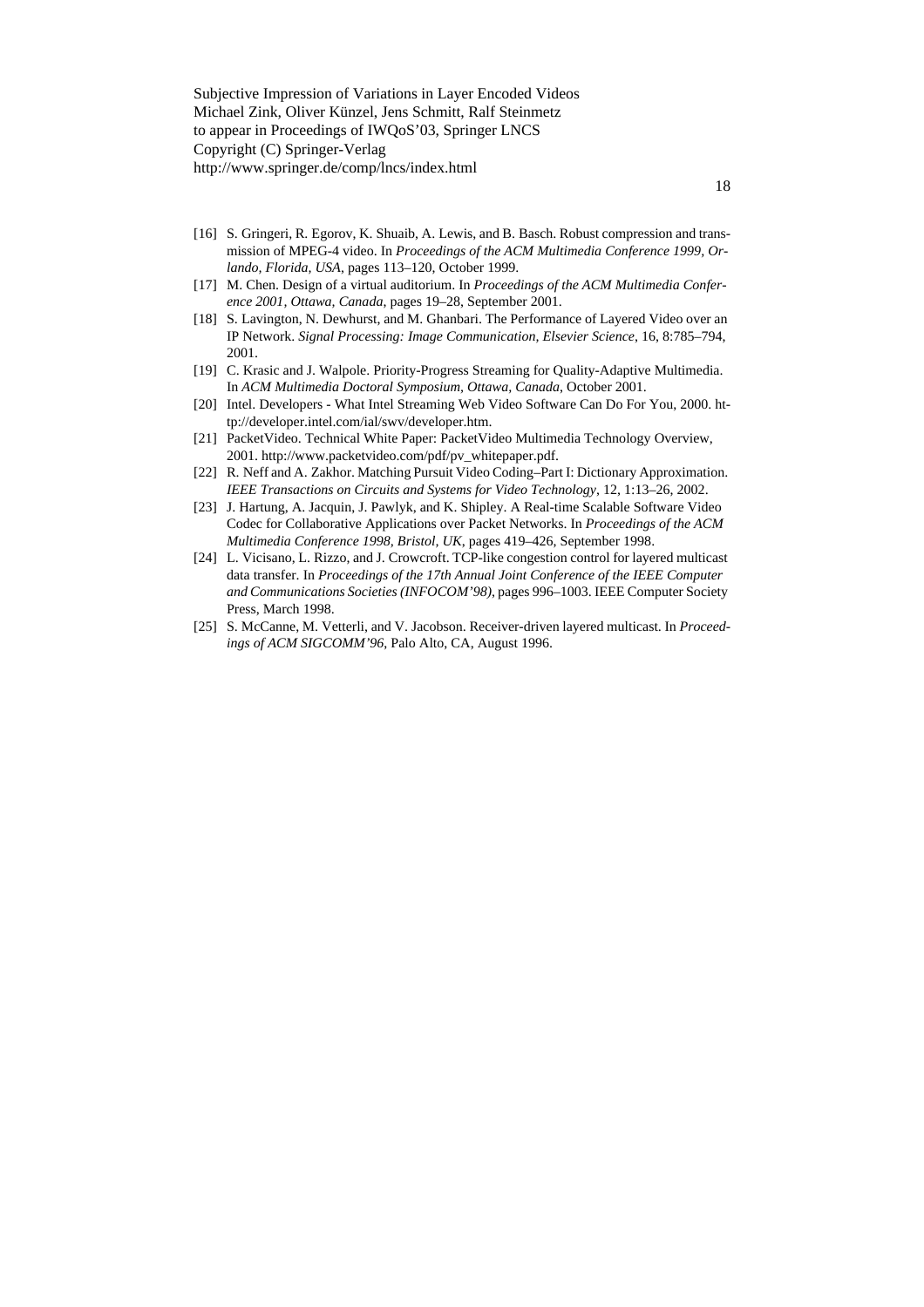[16] S. Gringeri, R. Egorov, K. Shuaib, A. Lewis, and B. Basch. Robust compression and transmission of MPEG-4 video. In *Proceedings of the ACM Multimedia Conference 1999, Orlando, Florida, USA*, pages 113–120, October 1999.

[17] M. Chen. Design of a virtual auditorium. In *Proceedings of the ACM Multimedia Conference 2001, Ottawa, Canada*, pages 19–28, September 2001.

[18] S. Lavington, N. Dewhurst, and M. Ghanbari. The Performance of Layered Video over an IP Network. *Signal Processing: Image Communication, Elsevier Science*, 16, 8:785–794, 2001.

[19] C. Krasic and J. Walpole. Priority-Progress Streaming for Quality-Adaptive Multimedia. In *ACM Multimedia Doctoral Symposium, Ottawa, Canada*, October 2001.

[20] Intel. Developers - What Intel Streaming Web Video Software Can Do For You, 2000. http://developer.intel.com/ial/swv/developer.htm.

[21] PacketVideo. Technical White Paper: PacketVideo Multimedia Technology Overview, 2001. http://www.packetvideo.com/pdf/pv_whitepaper.pdf.

[22] R. Neff and A. Zakhor. Matching Pursuit Video Coding–Part I: Dictionary Approximation. *IEEE Transactions on Circuits and Systems for Video Technology*, 12, 1:13–26, 2002.

[23] J. Hartung, A. Jacquin, J. Pawlyk, and K. Shipley. A Real-time Scalable Software Video Codec for Collaborative Applications over Packet Networks. In *Proceedings of the ACM Multimedia Conference 1998, Bristol, UK*, pages 419–426, September 1998.

[24] L. Vicisano, L. Rizzo, and J. Crowcroft. TCP-like congestion control for layered multicast data transfer. In *Proceedings of the 17th Annual Joint Conference of the IEEE Computer and Communications Societies (INFOCOM'98)*, pages 996–1003. IEEE Computer Society Press, March 1998.

[25] S. McCanne, M. Vetterli, and V. Jacobson. Receiver-driven layered multicast. In *Proceedings of ACM SIGCOMM'96*, Palo Alto, CA, August 1996.